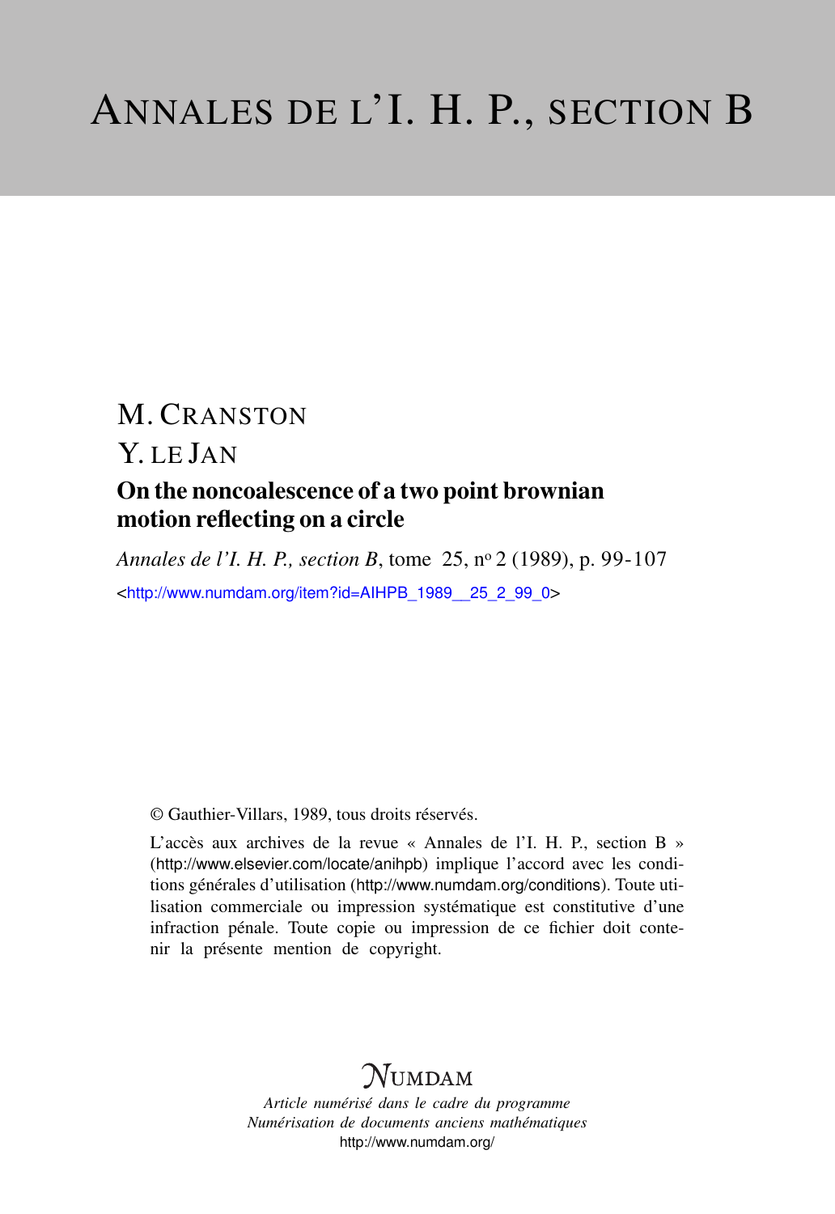# ANNALES DE L'I. H. P., SECTION B

M. CRANSTON

Y. LE JAN

## On the noncoalescence of a two point brownian motion reflecting on a circle

*Annales de l'I. H. P., section B*, tome 25, nº 2 (1989), p. 99-107

<http://www.numdam.org/item?id=AIHPB_1989__25_2_99_0>

© Gauthier-Villars, 1989, tous droits réservés.

L'accès aux archives de la revue « Annales de l'I. H. P., section B » (http://www.elsevier.com/locate/anihpb) implique l'accord avec les conditions générales d'utilisation (http://www.numdam.org/conditions). Toute utilisation commerciale ou impression systématique est constitutive d'une infraction pénale. Toute copie ou impression de ce fichier doit contenir la présente mention de copyright.

NUMDAM

*Article numérisé dans le cadre du programme*
*Numérisation de documents anciens mathématiques*
http://www.numdam.org/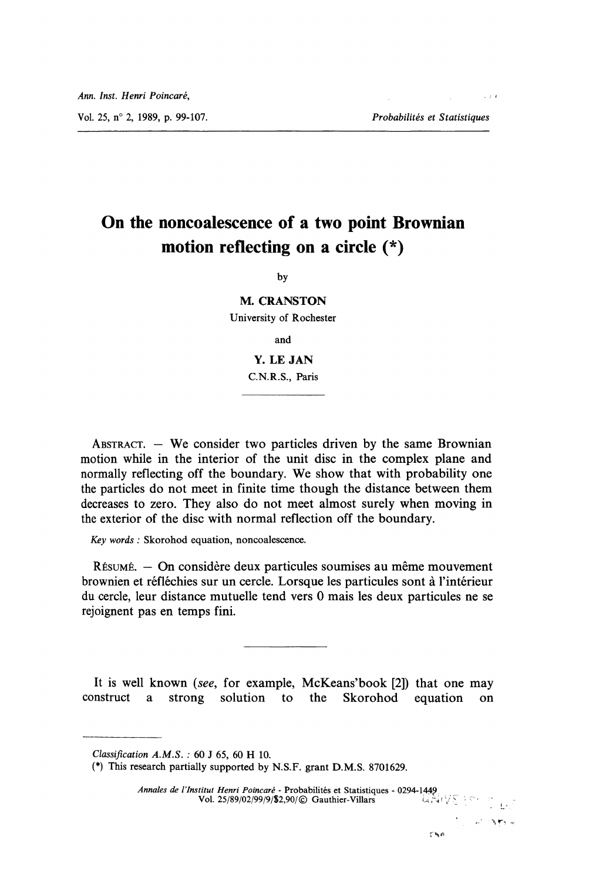Ann. Inst. Henri Poincaré,

Vol. 25, n° 2, 1989, p. 99-107. *Probabilités et Statistiques*

# On the noncoalescence of a two point Brownian motion reflecting on a circle (*)

by

**M. CRANSTON**
University of Rochester

and

**Y. LE JAN**
C.N.R.S., Paris

ABSTRACT. — We consider two particles driven by the same Brownian motion while in the interior of the unit disc in the complex plane and normally reflecting off the boundary. We show that with probability one the particles do not meet in finite time though the distance between them decreases to zero. They also do not meet almost surely when moving in the exterior of the disc with normal reflection off the boundary.

*Key words* : Skorohod equation, noncoalescence.

RÉSUMÉ. — On considère deux particules soumises au même mouvement brownien et réfléchies sur un cercle. Lorsque les particules sont à l'intérieur du cercle, leur distance mutuelle tend vers 0 mais les deux particules ne se rejoignent pas en temps fini.

It is well known (*see*, for example, McKeans'book [2]) that one may construct a strong solution to the Skorohod equation on

*Classification A.M.S.* : 60 J 65, 60 H 10.

(*) This research partially supported by N.S.F. grant D.M.S. 8701629.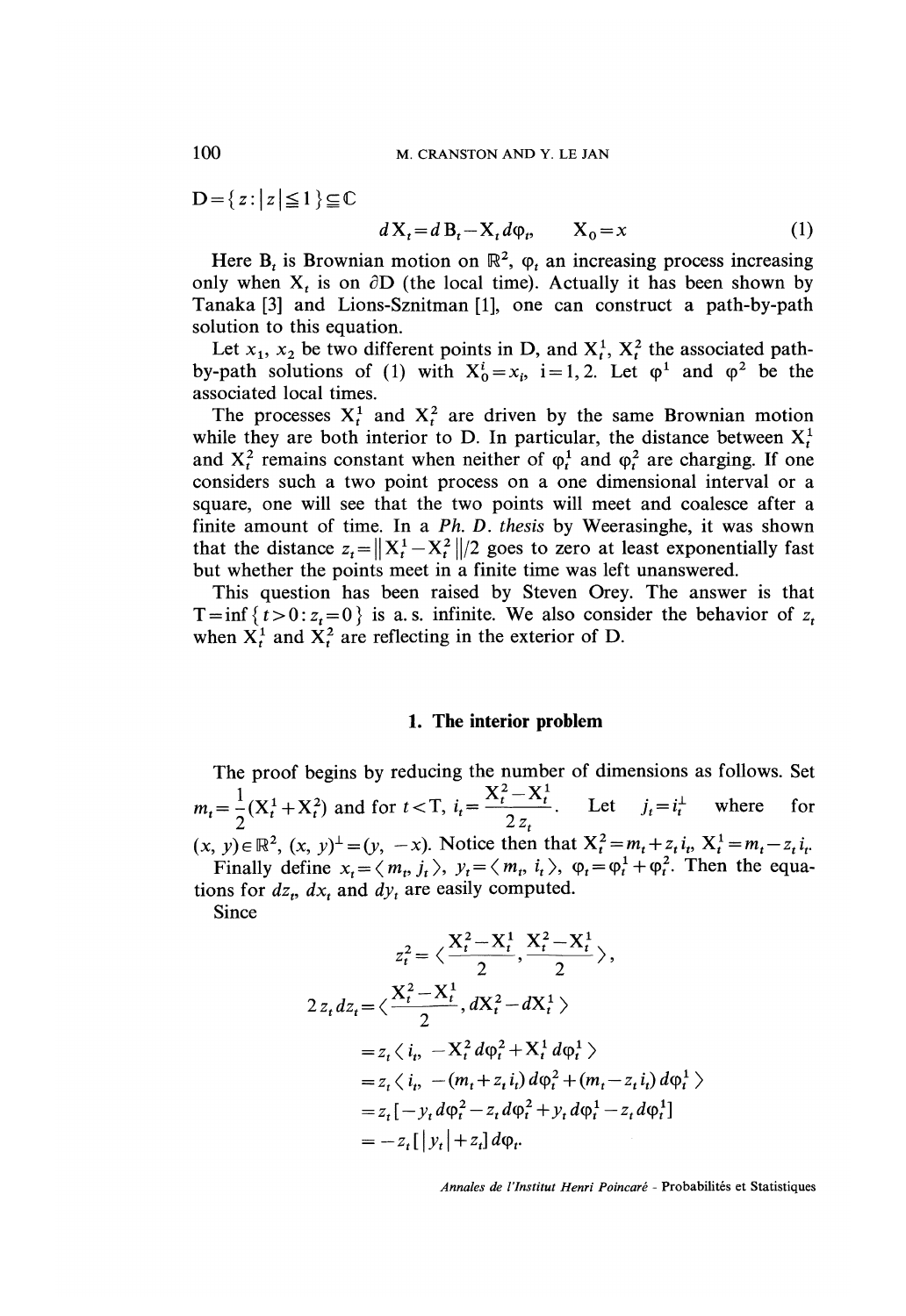$D=\{z:|z|\leq 1\}\subseteq\mathbb{C}$

$$dX_t=dB_t-X_t\,d\varphi_t,\qquad X_0=x \tag{1}$$

Here $B_t$ is Brownian motion on $\mathbb{R}^2$, $\varphi_t$ an increasing process increasing only when $X_t$ is on $\partial D$ (the local time). Actually it has been shown by Tanaka [3] and Lions-Sznitman [1], one can construct a path-by-path solution to this equation.

Let $x_1$, $x_2$ be two different points in D, and $X_t^1$, $X_t^2$ the associated path-by-path solutions of (1) with $X_0^i=x_i$, $i=1,2$. Let $\varphi^1$ and $\varphi^2$ be the associated local times.

The processes $X_t^1$ and $X_t^2$ are driven by the same Brownian motion while they are both interior to D. In particular, the distance between $X_t^1$ and $X_t^2$ remains constant when neither of $\varphi_t^1$ and $\varphi_t^2$ are charging. If one considers such a two point process on a one dimensional interval or a square, one will see that the two points will meet and coalesce after a finite amount of time. In a *Ph. D. thesis* by Weerasinghe, it was shown that the distance $z_t=\|X_t^1-X_t^2\|/2$ goes to zero at least exponentially fast but whether the points meet in a finite time was left unanswered.

This question has been raised by Steven Orey. The answer is that $T=\inf\{t>0:z_t=0\}$ is a. s. infinite. We also consider the behavior of $z_t$ when $X_t^1$ and $X_t^2$ are reflecting in the exterior of D.

## 1. The interior problem

The proof begins by reducing the number of dimensions as follows. Set $m_t=\frac{1}{2}(X_t^1+X_t^2)$ and for $t<T$, $i_t=\dfrac{X_t^2-X_t^1}{2z_t}$. Let $j_t=i_t^\perp$ where for $(x,y)\in\mathbb{R}^2$, $(x,y)^\perp=(y,-x)$. Notice then that $X_t^2=m_t+z_t i_t$, $X_t^1=m_t-z_t i_t$.

Finally define $x_t=\langle m_t, j_t\rangle$, $y_t=\langle m_t, i_t\rangle$, $\varphi_t=\varphi_t^1+\varphi_t^2$. Then the equations for $dz_t$, $dx_t$ and $dy_t$ are easily computed.

Since

$$z_t^2=\left\langle \frac{X_t^2-X_t^1}{2}, \frac{X_t^2-X_t^1}{2}\right\rangle,$$

$$\begin{aligned}
2z_t\,dz_t&=\left\langle \frac{X_t^2-X_t^1}{2}, dX_t^2-dX_t^1\right\rangle\\
&=z_t\langle i_t, -X_t^2\,d\varphi_t^2+X_t^1\,d\varphi_t^1\rangle\\
&=z_t\langle i_t, -(m_t+z_t i_t)\,d\varphi_t^2+(m_t-z_t i_t)\,d\varphi_t^1\rangle\\
&=z_t[-y_t\,d\varphi_t^2-z_t\,d\varphi_t^2+y_t\,d\varphi_t^1-z_t\,d\varphi_t^1]\\
&=-z_t[|y_t|+z_t]\,d\varphi_t.
\end{aligned}$$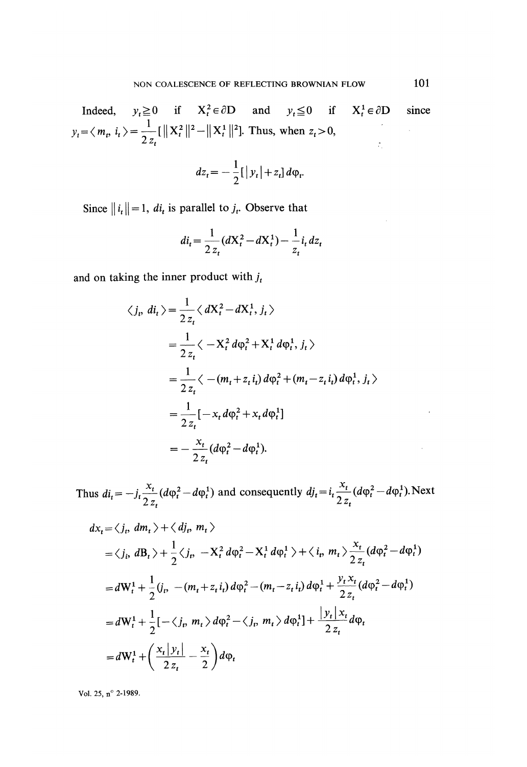Indeed, $y_t \geq 0$ if $X_t^2 \in \partial D$ and $y_t \leq 0$ if $X_t^1 \in \partial D$ since $y_t = \langle m_t, i_t \rangle = \frac{1}{2 z_t}[\| X_t^2 \|^2 - \| X_t^1 \|^2]$. Thus, when $z_t > 0$,

$$dz_t = -\frac{1}{2}[|y_t| + z_t] \, d\varphi_t.$$

Since $\| i_t \| = 1$, $di_t$ is parallel to $j_t$. Observe that

$$di_t = \frac{1}{2 z_t}(dX_t^2 - dX_t^1) - \frac{1}{z_t} i_t \, dz_t$$

and on taking the inner product with $j_t$

$$
\begin{aligned}
\langle j_t, di_t \rangle &= \frac{1}{2 z_t} \langle dX_t^2 - dX_t^1, j_t \rangle \\
&= \frac{1}{2 z_t} \langle -X_t^2 \, d\varphi_t^2 + X_t^1 \, d\varphi_t^1, j_t \rangle \\
&= \frac{1}{2 z_t} \langle -(m_t + z_t i_t) \, d\varphi_t^2 + (m_t - z_t i_t) \, d\varphi_t^1, j_t \rangle \\
&= \frac{1}{2 z_t} [-x_t \, d\varphi_t^2 + x_t \, d\varphi_t^1] \\
&= -\frac{x_t}{2 z_t}(d\varphi_t^2 - d\varphi_t^1).
\end{aligned}
$$

Thus $di_t = -j_t \frac{x_t}{2 z_t}(d\varphi_t^2 - d\varphi_t^1)$ and consequently $dj_t = i_t \frac{x_t}{2 z_t}(d\varphi_t^2 - d\varphi_t^1)$. Next

$$
\begin{aligned}
dx_t &= \langle j_t, dm_t \rangle + \langle dj_t, m_t \rangle \\
&= \langle j_t, dB_t \rangle + \frac{1}{2} \langle j_t, -X_t^2 \, d\varphi_t^2 - X_t^1 \, d\varphi_t^1 \rangle + \langle i_t, m_t \rangle \frac{x_t}{2 z_t}(d\varphi_t^2 - d\varphi_t^1) \\
&= dW_t^1 + \frac{1}{2}(j_t, -(m_t + z_t i_t) \, d\varphi_t^2 - (m_t - z_t i_t) \, d\varphi_t^1 + \frac{y_t x_t}{2 z_t}(d\varphi_t^2 - d\varphi_t^1) \\
&= dW_t^1 + \frac{1}{2}[-\langle j_t, m_t \rangle \, d\varphi_t^2 - \langle j_t, m_t \rangle \, d\varphi_t^1] + \frac{|y_t| x_t}{2 z_t} \, d\varphi_t \\
&= dW_t^1 + \left( \frac{x_t |y_t|}{2 z_t} - \frac{x_t}{2} \right) d\varphi_t
\end{aligned}
$$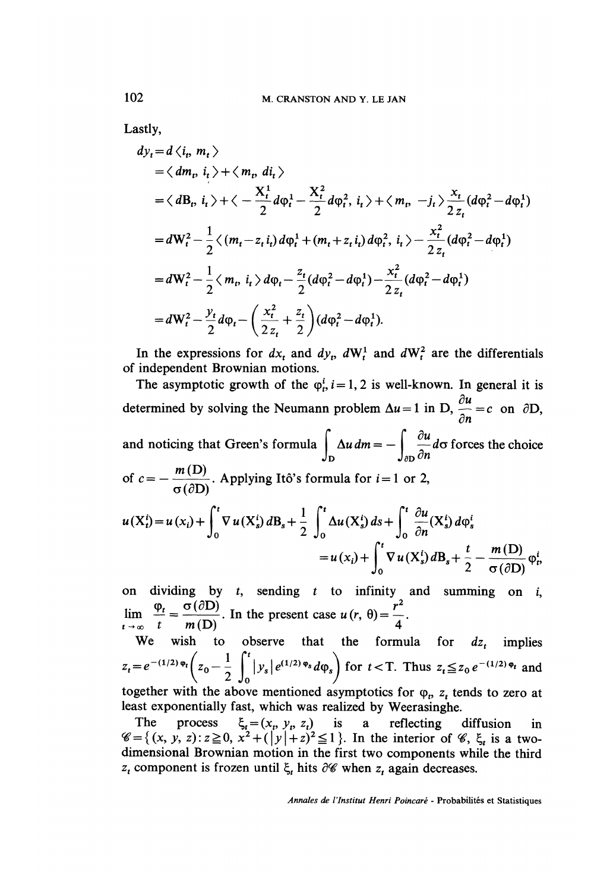Lastly,

$$
\begin{aligned}
dy_t &= d\langle i_t, m_t\rangle \\
&= \langle dm_t, i_t\rangle + \langle m_t, di_t\rangle \\
&= \langle dB_t, i_t\rangle + \langle -\frac{X_t^1}{2} d\varphi_t^1 - \frac{X_t^2}{2} d\varphi_t^2, i_t\rangle + \langle m_t, -j_t\rangle \frac{x_t}{2 z_t}(d\varphi_t^2 - d\varphi_t^1) \\
&= dW_t^2 - \frac{1}{2}\langle (m_t - z_t i_t) d\varphi_t^1 + (m_t + z_t i_t) d\varphi_t^2, i_t\rangle - \frac{x_t^2}{2 z_t}(d\varphi_t^2 - d\varphi_t^1) \\
&= dW_t^2 - \frac{1}{2}\langle m_t, i_t\rangle d\varphi_t - \frac{z_t}{2}(d\varphi_t^2 - d\varphi_t^1) - \frac{x_t^2}{2 z_t}(d\varphi_t^2 - d\varphi_t^1) \\
&= dW_t^2 - \frac{y_t}{2} d\varphi_t - \left(\frac{x_t^2}{2 z_t} + \frac{z_t}{2}\right)(d\varphi_t^2 - d\varphi_t^1).
\end{aligned}
$$

In the expressions for $dx_t$ and $dy_t$, $dW_t^1$ and $dW_t^2$ are the differentials of independent Brownian motions.

The asymptotic growth of the $\varphi_t^i, i=1,2$ is well-known. In general it is determined by solving the Neumann problem $\Delta u = 1$ in D, $\frac{\partial u}{\partial n} = c$ on $\partial$D, and noticing that Green's formula $\int_D \Delta u \, dm = -\int_{\partial D} \frac{\partial u}{\partial n} d\sigma$ forces the choice of $c = -\frac{m(D)}{\sigma(\partial D)}$. Applying Itô's formula for $i=1$ or 2,

$$
\begin{aligned}
u(X_t^i) &= u(x_i) + \int_0^t \nabla u(X_s^i)\, dB_s + \frac{1}{2}\int_0^t \Delta u(X_s^i)\, ds + \int_0^t \frac{\partial u}{\partial n}(X_s^i)\, d\varphi_s^i \\
&= u(x_i) + \int_0^t \nabla u(X_s^i)\, dB_s + \frac{t}{2} - \frac{m(D)}{\sigma(\partial D)} \varphi_t^i,
\end{aligned}
$$

on dividing by $t$, sending $t$ to infinity and summing on $i$, $\lim_{t\to\infty} \frac{\varphi_t}{t} = \frac{\sigma(\partial D)}{m(D)}$. In the present case $u(r, \theta) = \frac{r^2}{4}$.

We wish to observe that the formula for $dz_t$ implies $z_t = e^{-(1/2)\varphi_t}\left(z_0 - \frac{1}{2}\int_0^t |y_s| e^{(1/2)\varphi_s} d\varphi_s\right)$ for $t < T$. Thus $z_t \leqq z_0 e^{-(1/2)\varphi_t}$ and together with the above mentioned asymptotics for $\varphi_t$, $z_t$ tends to zero at least exponentially fast, which was realized by Weerasinghe.

The process $\xi_t = (x_t, y_t, z_t)$ is a reflecting diffusion in $\mathscr{C} = \{(x, y, z) : z \geqq 0,\ x^2 + (|y| + z)^2 \leqq 1\}$. In the interior of $\mathscr{C}$, $\xi_t$ is a two-dimensional Brownian motion in the first two components while the third $z_t$ component is frozen until $\xi_t$ hits $\partial\mathscr{C}$ when $z_t$ again decreases.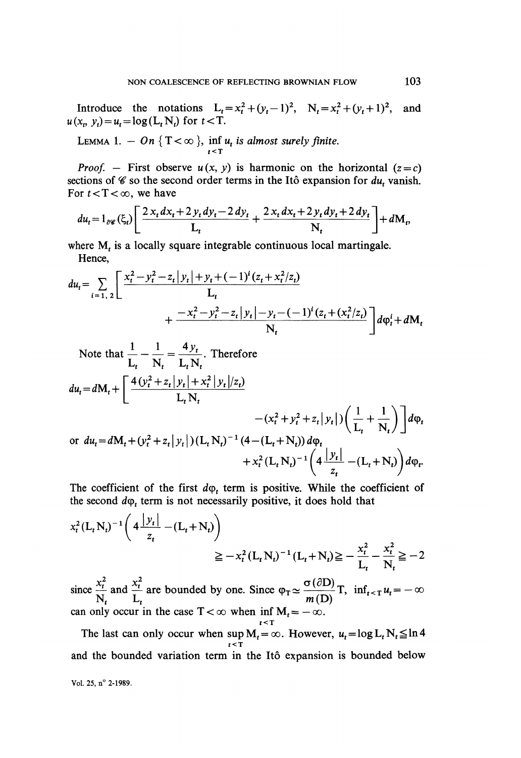Introduce the notations $L_t = x_t^2 + (y_t - 1)^2$, $N_t = x_t^2 + (y_t + 1)^2$, and $u(x_t, y_t) = u_t = \log(L_t N_t)$ for $t < T$.

LEMMA 1. — *On* $\{T < \infty\}$, $\inf_{t<T} u_t$ *is almost surely finite.*

*Proof.* — First observe $u(x, y)$ is harmonic on the horizontal $(z = c)$ sections of $\mathscr{C}$ so the second order terms in the Itô expansion for $du_t$ vanish. For $t < T < \infty$, we have

$$du_t = 1_{\partial \mathscr{C}}(\xi_t) \left[ \frac{2 x_t dx_t + 2 y_t dy_t - 2 dy_t}{L_t} + \frac{2 x_t dx_t + 2 y_t dy_t + 2 dy_t}{N_t} \right] + dM_t,$$

where $M_t$ is a locally square integrable continuous local martingale.

Hence,

$$du_t = \sum_{i=1,2} \left[ \frac{x_t^2 - y_t^2 - z_t |y_t| + y_t + (-1)^i (z_t + x_t^2/z_t)}{L_t} + \frac{-x_t^2 - y_t^2 - z_t |y_t| - y_t - (-1)^i (z_t + (x_t^2/z_t))}{N_t} \right] d\varphi_t^i + dM_t$$

Note that $\frac{1}{L_t} - \frac{1}{N_t} = \frac{4 y_t}{L_t N_t}$. Therefore

$$du_t = dM_t + \left[ \frac{4 (y_t^2 + z_t |y_t| + x_t^2 |y_t| / z_t)}{L_t N_t} - (x_t^2 + y_t^2 + z_t |y_t|) \left( \frac{1}{L_t} + \frac{1}{N_t} \right) \right] d\varphi_t$$

or $du_t = dM_t + (y_t^2 + z_t |y_t|)(L_t N_t)^{-1} (4 - (L_t + N_t))\, d\varphi_t$

$$+ x_t^2 (L_t N_t)^{-1} \left( 4 \frac{|y_t|}{z_t} - (L_t + N_t) \right) d\varphi_t.$$

The coefficient of the first $d\varphi_t$ term is positive. While the coefficient of the second $d\varphi_t$ term is not necessarily positive, it does hold that

$$x_t^2 (L_t N_t)^{-1} \left( 4 \frac{|y_t|}{z_t} - (L_t + N_t) \right) \geqq -x_t^2 (L_t N_t)^{-1} (L_t + N_t) \geqq -\frac{x_t^2}{L_t} - \frac{x_t^2}{N_t} \geqq -2$$

since $\frac{x_t^2}{N_t}$ and $\frac{x_t^2}{L_t}$ are bounded by one. Since $\varphi_T \simeq \frac{\sigma(\partial D)}{m(D)} T$, $\inf_{t<T} u_t = -\infty$ can only occur in the case $T < \infty$ when $\inf_{t<T} M_t = -\infty$.

The last can only occur when $\sup_{t<T} M_t = \infty$. However, $u_t = \log L_t N_t \leqq \ln 4$ and the bounded variation term in the Itô expansion is bounded below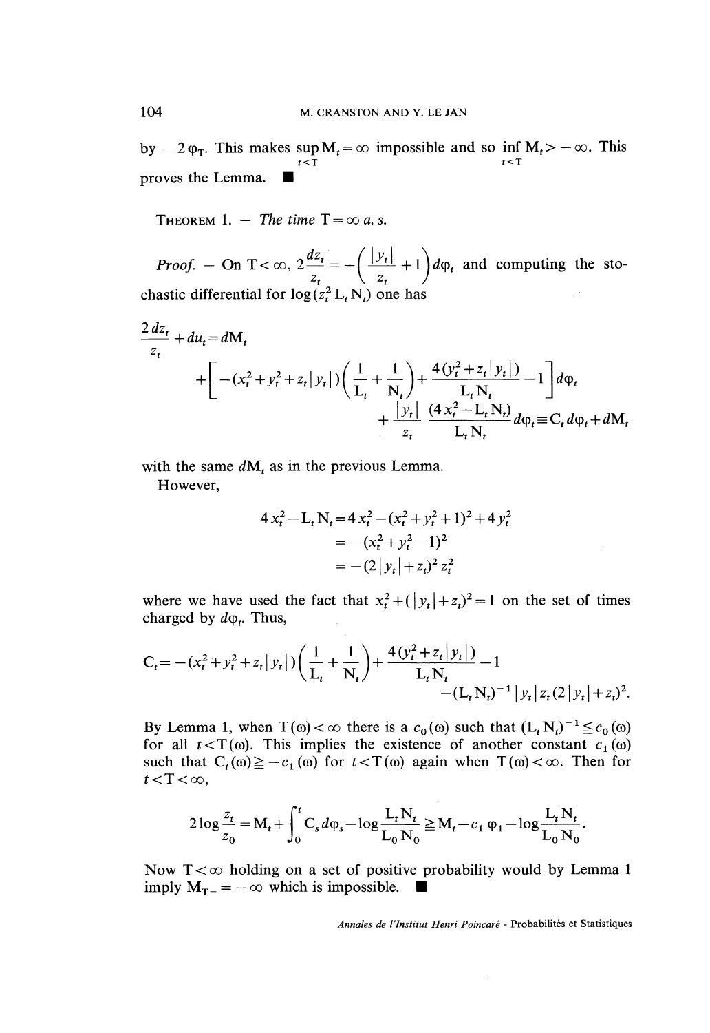by $-2\varphi_T$. This makes $\sup_{t<T} M_t = \infty$ impossible and so $\inf_{t<T} M_t > -\infty$. This proves the Lemma. ■

THEOREM 1. — *The time* $T = \infty$ *a. s.*

*Proof.* — On $T < \infty$, $2\frac{dz_t}{z_t} = -\left(\frac{|y_t|}{z_t} + 1\right) d\varphi_t$ and computing the stochastic differential for $\log(z_t^2 L_t N_t)$ one has

$$\frac{2\,dz_t}{z_t} + du_t = dM_t$$
$$+ \left[ -(x_t^2 + y_t^2 + z_t |y_t|)\left(\frac{1}{L_t} + \frac{1}{N_t}\right) + \frac{4(y_t^2 + z_t |y_t|)}{L_t N_t} - 1 \right] d\varphi_t$$
$$+ \frac{|y_t|}{z_t} \frac{(4x_t^2 - L_t N_t)}{L_t N_t} d\varphi_t \equiv C_t\, d\varphi_t + dM_t$$

with the same $dM_t$ as in the previous Lemma.

However,

$$\begin{aligned} 4x_t^2 - L_t N_t &= 4x_t^2 - (x_t^2 + y_t^2 + 1)^2 + 4y_t^2 \\ &= -(x_t^2 + y_t^2 - 1)^2 \\ &= -(2|y_t| + z_t)^2 z_t^2 \end{aligned}$$

where we have used the fact that $x_t^2 + (|y_t| + z_t)^2 = 1$ on the set of times charged by $d\varphi_t$. Thus,

$$C_t = -(x_t^2 + y_t^2 + z_t |y_t|)\left(\frac{1}{L_t} + \frac{1}{N_t}\right) + \frac{4(y_t^2 + z_t |y_t|)}{L_t N_t} - 1$$
$$-(L_t N_t)^{-1} |y_t| z_t (2|y_t| + z_t)^2.$$

By Lemma 1, when $T(\omega) < \infty$ there is a $c_0(\omega)$ such that $(L_t N_t)^{-1} \leqq c_0(\omega)$ for all $t < T(\omega)$. This implies the existence of another constant $c_1(\omega)$ such that $C_t(\omega) \geqq -c_1(\omega)$ for $t < T(\omega)$ again when $T(\omega) < \infty$. Then for $t < T < \infty$,

$$2\log\frac{z_t}{z_0} = M_t + \int_0^t C_s\, d\varphi_s - \log\frac{L_t N_t}{L_0 N_0} \geqq M_t - c_1\, \varphi_1 - \log\frac{L_t N_t}{L_0 N_0}.$$

Now $T < \infty$ holding on a set of positive probability would by Lemma 1 imply $M_{T-} = -\infty$ which is impossible. ■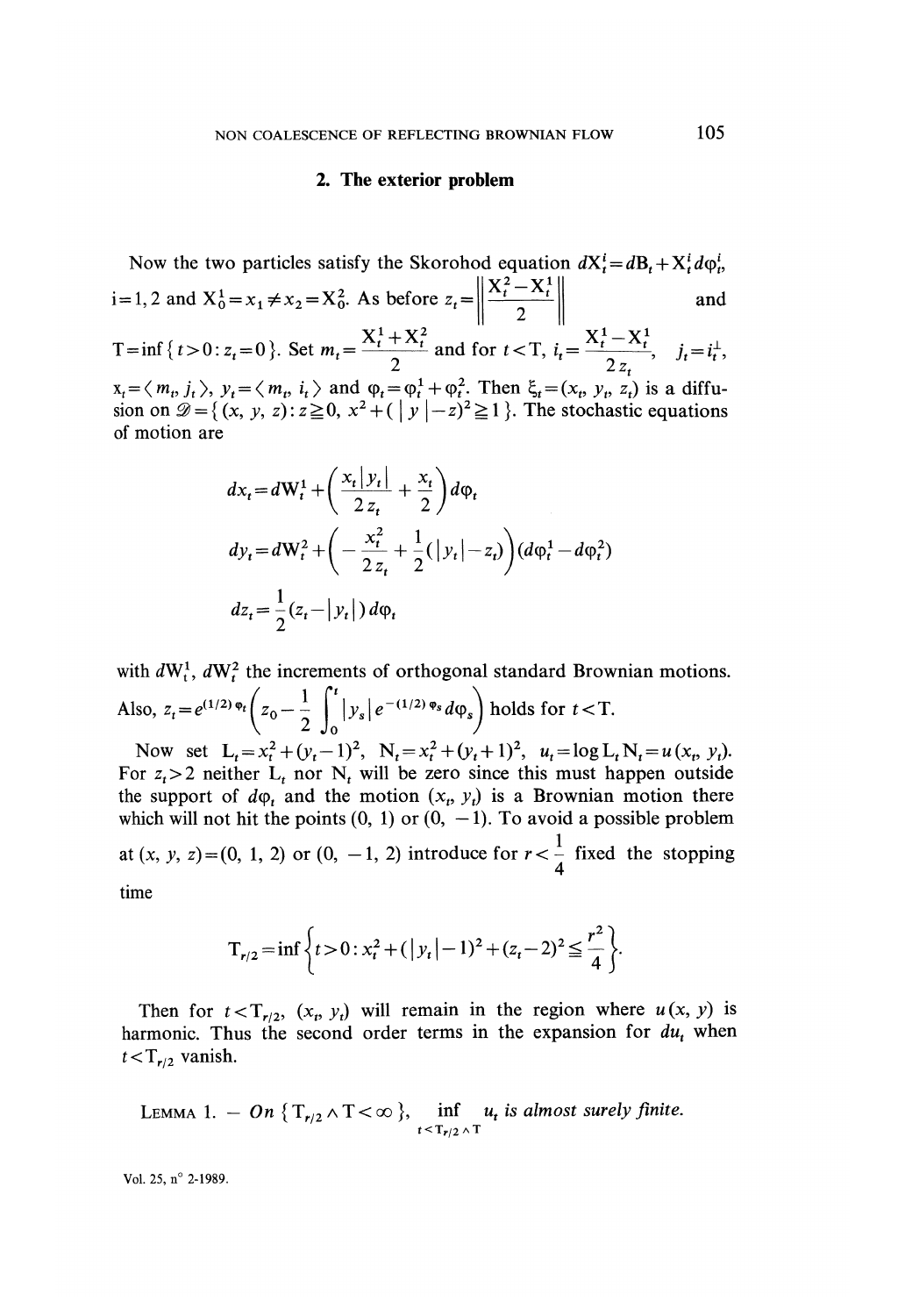## 2. The exterior problem

Now the two particles satisfy the Skorohod equation $dX_t^i = dB_t + X_t^i d\varphi_t^i$, $i=1,2$ and $X_0^1 = x_1 \neq x_2 = X_0^2$. As before $z_t = \left\| \frac{X_t^2 - X_t^1}{2} \right\|$ and $T = \inf\{t>0 : z_t = 0\}$. Set $m_t = \frac{X_t^1 + X_t^2}{2}$ and for $t < T$, $i_t = \frac{X_t^2 - X_t^1}{2 z_t}$, $j_t = i_t^{\perp}$, $x_t = \langle m_t, j_t \rangle$, $y_t = \langle m_t, i_t \rangle$ and $\varphi_t = \varphi_t^1 + \varphi_t^2$. Then $\xi_t = (x_t, y_t, z_t)$ is a diffusion on $\mathscr{D} = \{(x, y, z) : z \geqq 0,\ x^2 + (|y| - z)^2 \geqq 1\}$. The stochastic equations of motion are

$$dx_t = dW_t^1 + \left( \frac{x_t |y_t|}{2 z_t} + \frac{x_t}{2} \right) d\varphi_t$$

$$dy_t = dW_t^2 + \left( -\frac{x_t^2}{2 z_t} + \frac{1}{2}(|y_t| - z_t) \right) (d\varphi_t^1 - d\varphi_t^2)$$

$$dz_t = \frac{1}{2}(z_t - |y_t|)\, d\varphi_t$$

with $dW_t^1$, $dW_t^2$ the increments of orthogonal standard Brownian motions. Also, $z_t = e^{(1/2)\varphi_t}\left( z_0 - \frac{1}{2} \int_0^t |y_s| e^{-(1/2)\varphi_s} d\varphi_s \right)$ holds for $t < T$.

Now set $L_t = x_t^2 + (y_t - 1)^2$, $N_t = x_t^2 + (y_t + 1)^2$, $u_t = \log L_t N_t = u(x_t, y_t)$. For $z_t > 2$ neither $L_t$ nor $N_t$ will be zero since this must happen outside the support of $d\varphi_t$ and the motion $(x_t, y_t)$ is a Brownian motion there which will not hit the points $(0, 1)$ or $(0, -1)$. To avoid a possible problem at $(x, y, z) = (0, 1, 2)$ or $(0, -1, 2)$ introduce for $r < \frac{1}{4}$ fixed the stopping time

$$T_{r/2} = \inf\left\{ t > 0 : x_t^2 + (|y_t| - 1)^2 + (z_t - 2)^2 \leqq \frac{r^2}{4} \right\}.$$

Then for $t < T_{r/2}$, $(x_t, y_t)$ will remain in the region where $u(x, y)$ is harmonic. Thus the second order terms in the expansion for $du_t$ when $t < T_{r/2}$ vanish.

LEMMA 1. — *On* $\{T_{r/2} \wedge T < \infty\}$, $\inf_{t < T_{r/2} \wedge T} u_t$ *is almost surely finite.*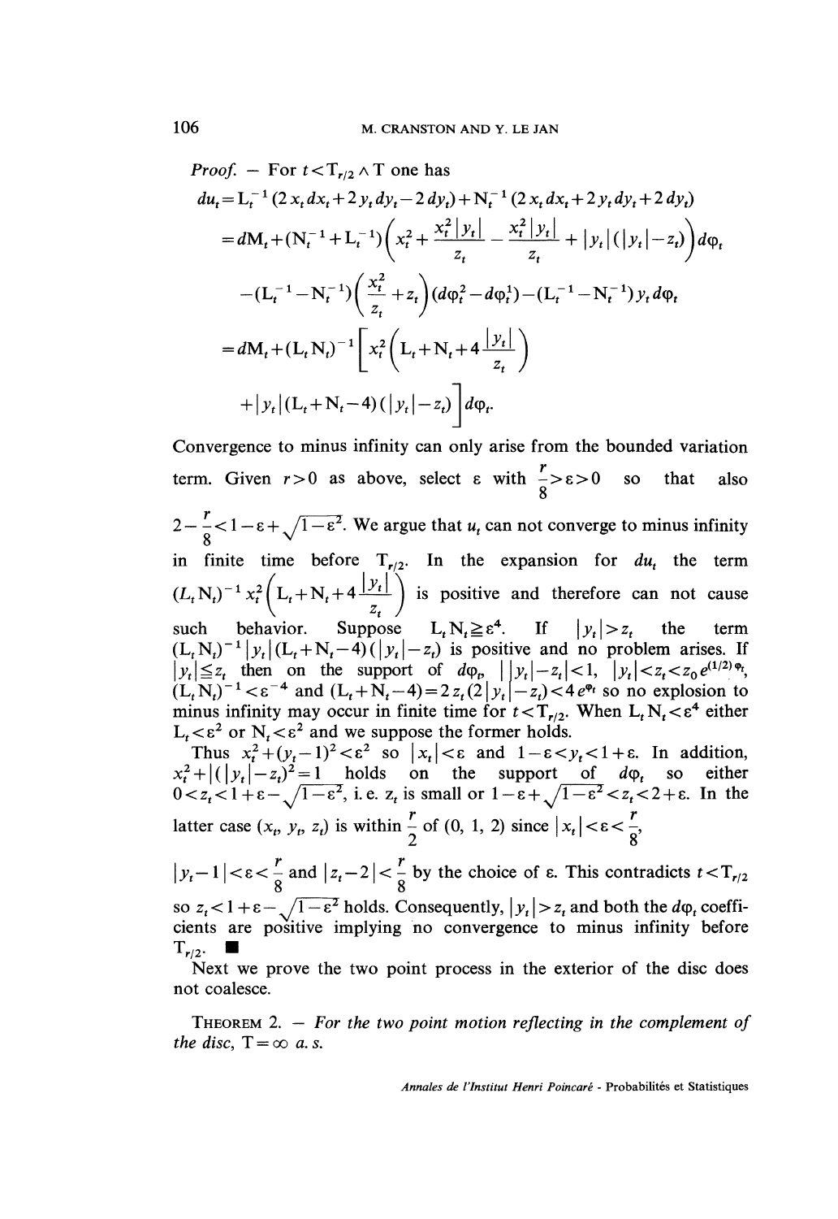*Proof.* — For $t < T_{r/2} \wedge T$ one has

$$
\begin{aligned}
du_t &= L_t^{-1}(2x_t\,dx_t + 2y_t\,dy_t - 2\,dy_t) + N_t^{-1}(2x_t\,dx_t + 2y_t\,dy_t + 2\,dy_t) \\
&= dM_t + (N_t^{-1} + L_t^{-1})\left(x_t^2 + \frac{x_t^2|y_t|}{z_t} - \frac{x_t^2|y_t|}{z_t} + |y_t|(|y_t| - z_t)\right)d\varphi_t \\
&\quad - (L_t^{-1} - N_t^{-1})\left(\frac{x_t^2}{z_t} + z_t\right)(d\varphi_t^2 - d\varphi_t^1) - (L_t^{-1} - N_t^{-1})\,y_t\,d\varphi_t \\
&= dM_t + (L_t N_t)^{-1}\left[x_t^2\left(L_t + N_t + 4\frac{|y_t|}{z_t}\right)\right. \\
&\quad \left. + |y_t|(L_t + N_t - 4)(|y_t| - z_t)\right]d\varphi_t.
\end{aligned}
$$

Convergence to minus infinity can only arise from the bounded variation term. Given $r > 0$ as above, select $\varepsilon$ with $\frac{r}{8} > \varepsilon > 0$ so that also $2 - \frac{r}{8} < 1 - \varepsilon + \sqrt{1 - \varepsilon^2}$. We argue that $u_t$ can not converge to minus infinity in finite time before $T_{r/2}$. In the expansion for $du_t$ the term $(L_t N_t)^{-1}x_t^2\left(L_t + N_t + 4\frac{|y_t|}{z_t}\right)$ is positive and therefore can not cause such behavior. Suppose $L_t N_t \geq \varepsilon^4$. If $|y_t| > z_t$ the term $(L_t N_t)^{-1}|y_t|(L_t + N_t - 4)(|y_t| - z_t)$ is positive and no problem arises. If $|y_t| \leq z_t$ then on the support of $d\varphi_t$, $\big||y_t| - z_t\big| < 1$, $|y_t| < z_t < z_0 e^{(1/2)\varphi_t}$, $(L_t N_t)^{-1} < \varepsilon^{-4}$ and $(L_t + N_t - 4) = 2z_t(2|y_t| - z_t) < 4e^{\varphi_t}$ so no explosion to minus infinity may occur in finite time for $t < T_{r/2}$. When $L_t N_t < \varepsilon^4$ either $L_t < \varepsilon^2$ or $N_t < \varepsilon^2$ and we suppose the former holds.

Thus $x_t^2 + (y_t - 1)^2 < \varepsilon^2$ so $|x_t| < \varepsilon$ and $1 - \varepsilon < y_t < 1 + \varepsilon$. In addition, $x_t^2 + |(|y_t| - z_t)^2 = 1$ holds on the support of $d\varphi_t$ so either $0 < z_t < 1 + \varepsilon - \sqrt{1 - \varepsilon^2}$, i. e. $z_t$ is small or $1 - \varepsilon + \sqrt{1 - \varepsilon^2} < z_t < 2 + \varepsilon$. In the latter case $(x_t, y_t, z_t)$ is within $\frac{r}{2}$ of $(0, 1, 2)$ since $|x_t| < \varepsilon < \frac{r}{8}$, $|y_t - 1| < \varepsilon < \frac{r}{8}$ and $|z_t - 2| < \frac{r}{8}$ by the choice of $\varepsilon$. This contradicts $t < T_{r/2}$ so $z_t < 1 + \varepsilon - \sqrt{1 - \varepsilon^2}$ holds. Consequently, $|y_t| > z_t$ and both the $d\varphi_t$ coefficients are positive implying no convergence to minus infinity before $T_{r/2}$. ■

Next we prove the two point process in the exterior of the disc does not coalesce.

THEOREM 2. — *For the two point motion reflecting in the complement of the disc,* $T = \infty$ *a. s.*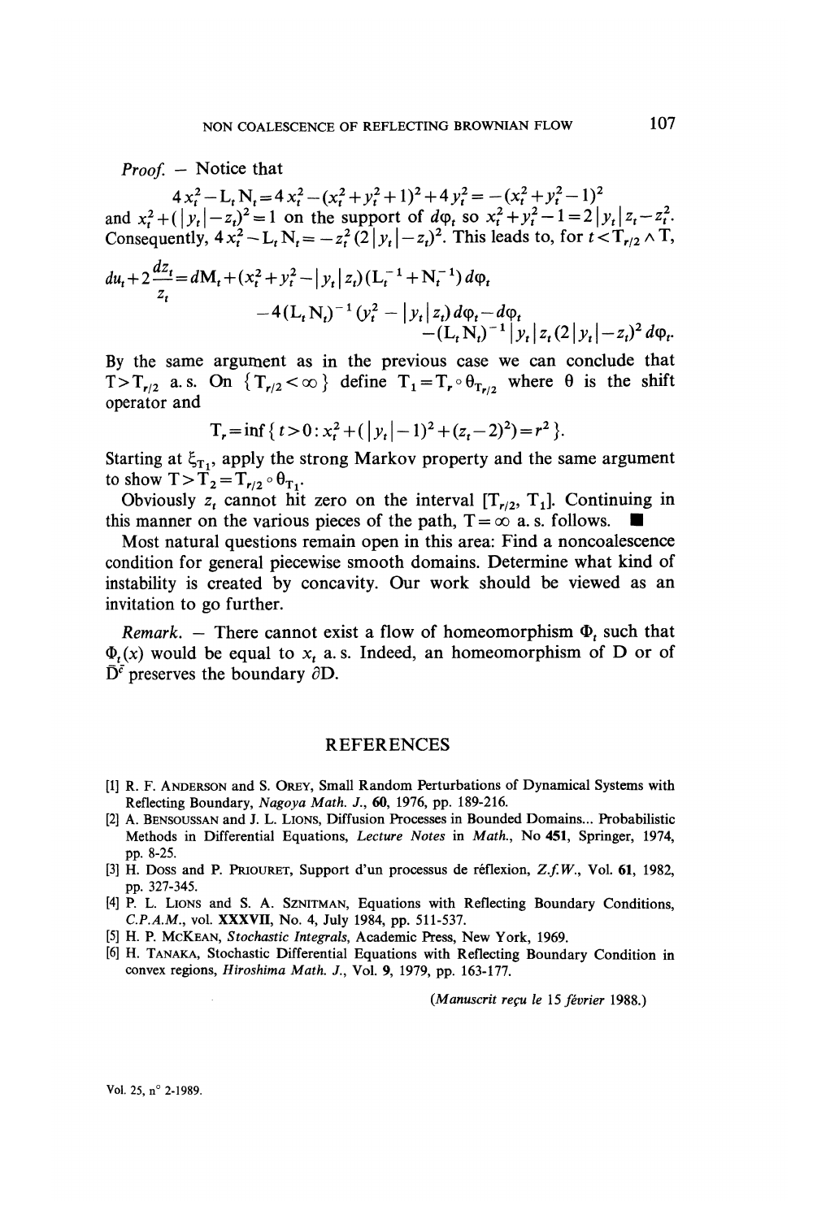*Proof.* — Notice that

$$4x_t^2 - L_t N_t = 4x_t^2 - (x_t^2 + y_t^2 + 1)^2 + 4y_t^2 = -(x_t^2 + y_t^2 - 1)^2$$

and $x_t^2 + (|y_t| - z_t)^2 = 1$ on the support of $d\varphi_t$ so $x_t^2 + y_t^2 - 1 = 2|y_t| z_t - z_t^2$. Consequently, $4x_t^2 - L_t N_t = -z_t^2 (2|y_t| - z_t)^2$. This leads to, for $t < T_{r/2} \wedge T$,

$$\begin{aligned}
du_t + 2\frac{dz_t}{z_t} = dM_t + (x_t^2 + y_t^2 - |y_t| z_t)(L_t^{-1} + N_t^{-1})\, d\varphi_t \\
- 4 (L_t N_t)^{-1} (y_t^2 - |y_t| z_t)\, d\varphi_t - d\varphi_t \\
- (L_t N_t)^{-1} |y_t| z_t (2|y_t| - z_t)^2\, d\varphi_t.
\end{aligned}$$

By the same argument as in the previous case we can conclude that $T > T_{r/2}$ a. s. On $\{T_{r/2} < \infty\}$ define $T_1 = T_r \circ \theta_{T_{r/2}}$ where $\theta$ is the shift operator and

$$T_r = \inf\{t > 0 : x_t^2 + (|y_t| - 1)^2 + (z_t - 2)^2) = r^2\}.$$

Starting at $\xi_{T_1}$, apply the strong Markov property and the same argument to show $T > T_2 = T_{r/2} \circ \theta_{T_1}$.

Obviously $z_t$ cannot hit zero on the interval $[T_{r/2}, T_1]$. Continuing in this manner on the various pieces of the path, $T = \infty$ a. s. follows. ■

Most natural questions remain open in this area: Find a noncoalescence condition for general piecewise smooth domains. Determine what kind of instability is created by concavity. Our work should be viewed as an invitation to go further.

*Remark.* — There cannot exist a flow of homeomorphism $\Phi_t$ such that $\Phi_t(x)$ would be equal to $x_t$ a. s. Indeed, an homeomorphism of D or of $\bar{D}^c$ preserves the boundary $\partial D$.

## REFERENCES

[1] R. F. ANDERSON and S. OREY, Small Random Perturbations of Dynamical Systems with Reflecting Boundary, *Nagoya Math. J.*, **60**, 1976, pp. 189-216.

[2] A. BENSOUSSAN and J. L. LIONS, Diffusion Processes in Bounded Domains... Probabilistic Methods in Differential Equations, *Lecture Notes* in *Math.*, No **451**, Springer, 1974, pp. 8-25.

[3] H. DOSS and P. PRIOURET, Support d'un processus de réflexion, *Z.f.W.*, Vol. **61**, 1982, pp. 327-345.

[4] P. L. LIONS and S. A. SZNITMAN, Equations with Reflecting Boundary Conditions, *C.P.A.M.*, vol. **XXXVII**, No. 4, July 1984, pp. 511-537.

[5] H. P. MCKEAN, *Stochastic Integrals*, Academic Press, New York, 1969.

[6] H. TANAKA, Stochastic Differential Equations with Reflecting Boundary Condition in convex regions, *Hiroshima Math. J.*, Vol. **9**, 1979, pp. 163-177.

*(Manuscrit reçu le 15 février 1988.)*